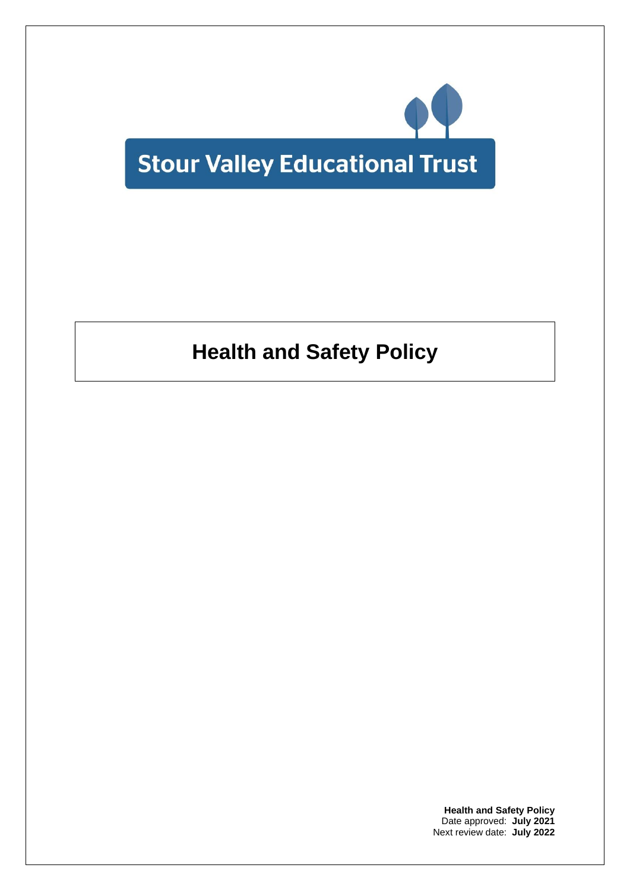Stour Valley Educational Trust

# Health and Safety Policy

**Health and Safety Policy**
Date approved: **July 2021**
Next review date: **July 2022**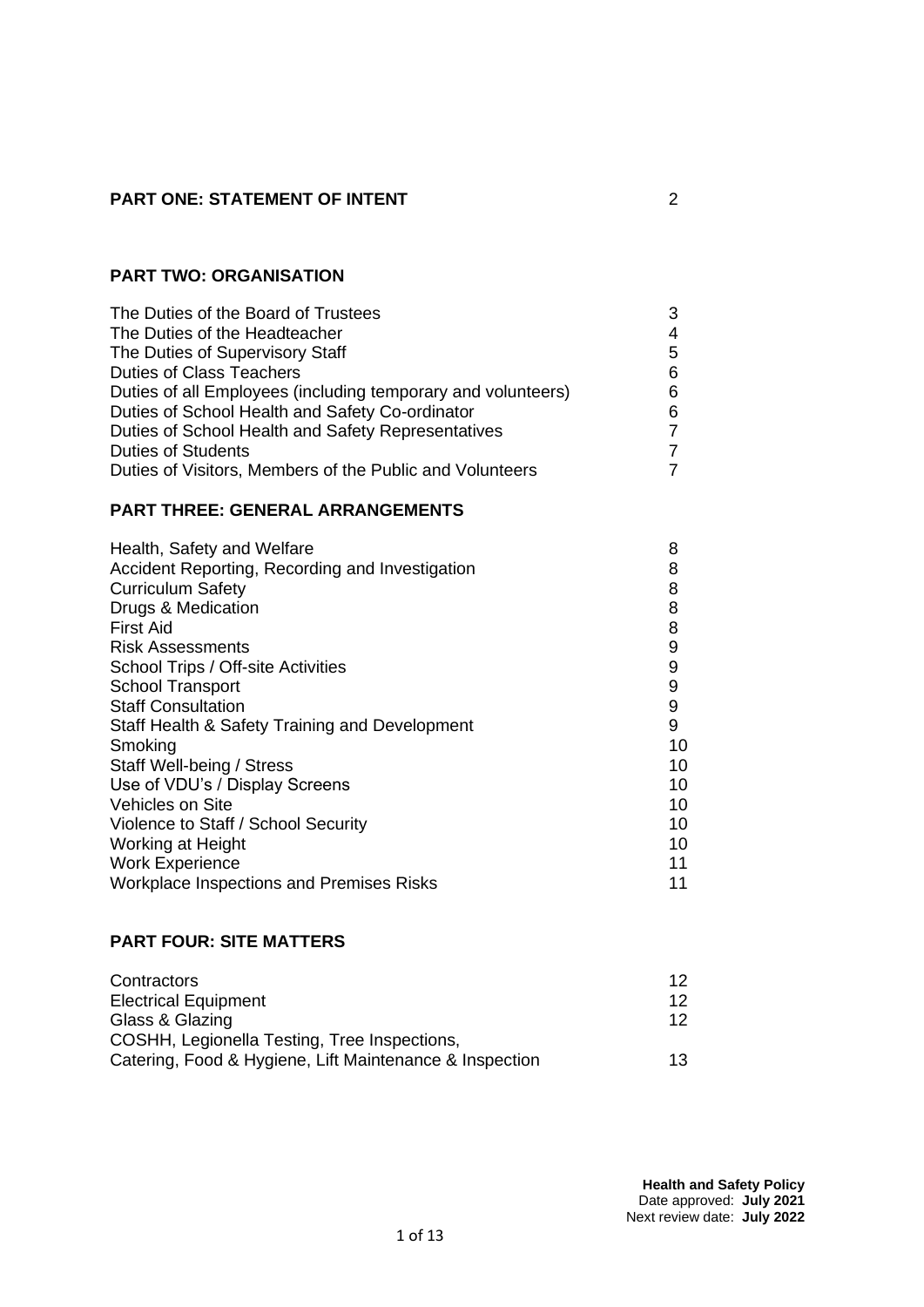## PART ONE: STATEMENT OF INTENT 2

## PART TWO: ORGANISATION

| | |
|---|---|
| The Duties of the Board of Trustees | 3 |
| The Duties of the Headteacher | 4 |
| The Duties of Supervisory Staff | 5 |
| Duties of Class Teachers | 6 |
| Duties of all Employees (including temporary and volunteers) | 6 |
| Duties of School Health and Safety Co-ordinator | 6 |
| Duties of School Health and Safety Representatives | 7 |
| Duties of Students | 7 |
| Duties of Visitors, Members of the Public and Volunteers | 7 |

## PART THREE: GENERAL ARRANGEMENTS

| | |
|---|---|
| Health, Safety and Welfare | 8 |
| Accident Reporting, Recording and Investigation | 8 |
| Curriculum Safety | 8 |
| Drugs & Medication | 8 |
| First Aid | 8 |
| Risk Assessments | 9 |
| School Trips / Off-site Activities | 9 |
| School Transport | 9 |
| Staff Consultation | 9 |
| Staff Health & Safety Training and Development | 9 |
| Smoking | 10 |
| Staff Well-being / Stress | 10 |
| Use of VDU's / Display Screens | 10 |
| Vehicles on Site | 10 |
| Violence to Staff / School Security | 10 |
| Working at Height | 10 |
| Work Experience | 11 |
| Workplace Inspections and Premises Risks | 11 |

## PART FOUR: SITE MATTERS

| | |
|---|---|
| Contractors | 12 |
| Electrical Equipment | 12 |
| Glass & Glazing | 12 |
| COSHH, Legionella Testing, Tree Inspections, Catering, Food & Hygiene, Lift Maintenance & Inspection | 13 |

**Health and Safety Policy**
Date approved: **July 2021**
Next review date: **July 2022**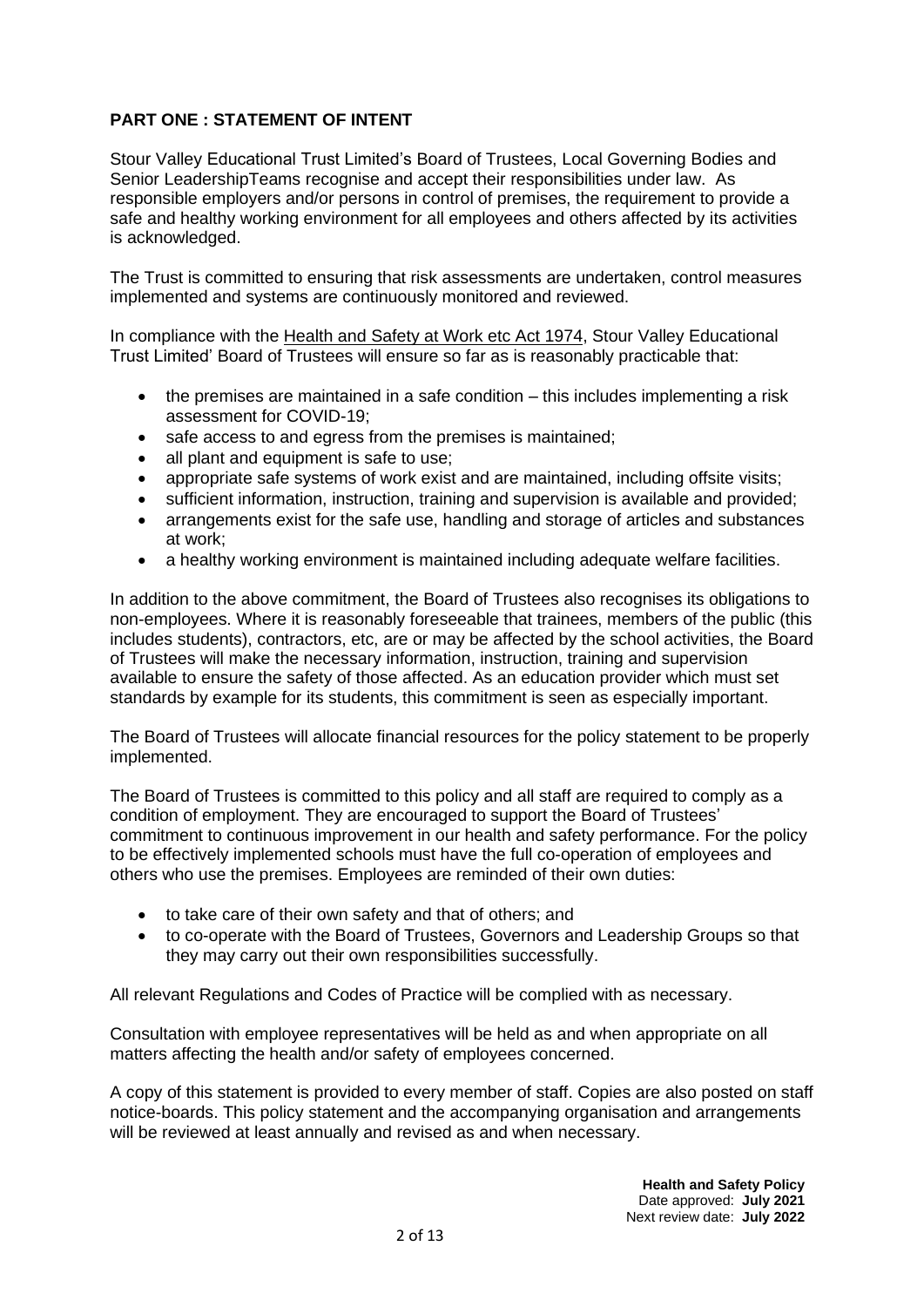## PART ONE : STATEMENT OF INTENT

Stour Valley Educational Trust Limited's Board of Trustees, Local Governing Bodies and Senior LeadershipTeams recognise and accept their responsibilities under law. As responsible employers and/or persons in control of premises, the requirement to provide a safe and healthy working environment for all employees and others affected by its activities is acknowledged.

The Trust is committed to ensuring that risk assessments are undertaken, control measures implemented and systems are continuously monitored and reviewed.

In compliance with the Health and Safety at Work etc Act 1974, Stour Valley Educational Trust Limited' Board of Trustees will ensure so far as is reasonably practicable that:

- the premises are maintained in a safe condition – this includes implementing a risk assessment for COVID-19;
- safe access to and egress from the premises is maintained;
- all plant and equipment is safe to use;
- appropriate safe systems of work exist and are maintained, including offsite visits;
- sufficient information, instruction, training and supervision is available and provided;
- arrangements exist for the safe use, handling and storage of articles and substances at work;
- a healthy working environment is maintained including adequate welfare facilities.

In addition to the above commitment, the Board of Trustees also recognises its obligations to non-employees. Where it is reasonably foreseeable that trainees, members of the public (this includes students), contractors, etc, are or may be affected by the school activities, the Board of Trustees will make the necessary information, instruction, training and supervision available to ensure the safety of those affected. As an education provider which must set standards by example for its students, this commitment is seen as especially important.

The Board of Trustees will allocate financial resources for the policy statement to be properly implemented.

The Board of Trustees is committed to this policy and all staff are required to comply as a condition of employment. They are encouraged to support the Board of Trustees' commitment to continuous improvement in our health and safety performance. For the policy to be effectively implemented schools must have the full co-operation of employees and others who use the premises. Employees are reminded of their own duties:

- to take care of their own safety and that of others; and
- to co-operate with the Board of Trustees, Governors and Leadership Groups so that they may carry out their own responsibilities successfully.

All relevant Regulations and Codes of Practice will be complied with as necessary.

Consultation with employee representatives will be held as and when appropriate on all matters affecting the health and/or safety of employees concerned.

A copy of this statement is provided to every member of staff. Copies are also posted on staff notice-boards. This policy statement and the accompanying organisation and arrangements will be reviewed at least annually and revised as and when necessary.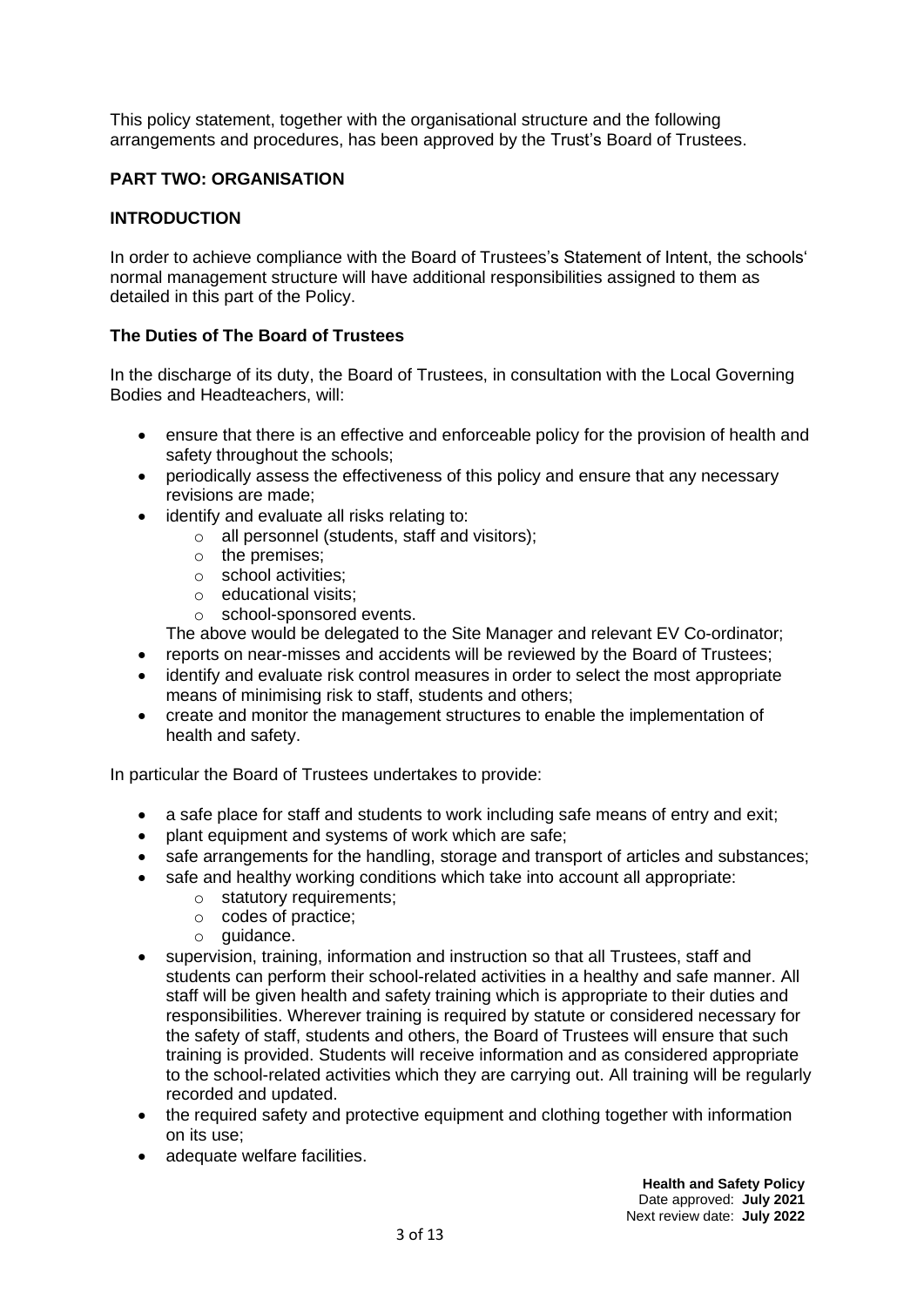This policy statement, together with the organisational structure and the following arrangements and procedures, has been approved by the Trust's Board of Trustees.

## PART TWO: ORGANISATION

### INTRODUCTION

In order to achieve compliance with the Board of Trustees's Statement of Intent, the schools' normal management structure will have additional responsibilities assigned to them as detailed in this part of the Policy.

### The Duties of The Board of Trustees

In the discharge of its duty, the Board of Trustees, in consultation with the Local Governing Bodies and Headteachers, will:

- ensure that there is an effective and enforceable policy for the provision of health and safety throughout the schools;
- periodically assess the effectiveness of this policy and ensure that any necessary revisions are made;
- identify and evaluate all risks relating to:
  - all personnel (students, staff and visitors);
  - the premises;
  - school activities;
  - educational visits;
  - school-sponsored events.

  The above would be delegated to the Site Manager and relevant EV Co-ordinator;
- reports on near-misses and accidents will be reviewed by the Board of Trustees;
- identify and evaluate risk control measures in order to select the most appropriate means of minimising risk to staff, students and others;
- create and monitor the management structures to enable the implementation of health and safety.

In particular the Board of Trustees undertakes to provide:

- a safe place for staff and students to work including safe means of entry and exit;
- plant equipment and systems of work which are safe;
- safe arrangements for the handling, storage and transport of articles and substances;
- safe and healthy working conditions which take into account all appropriate:
  - statutory requirements;
  - codes of practice;
  - guidance.
- supervision, training, information and instruction so that all Trustees, staff and students can perform their school-related activities in a healthy and safe manner. All staff will be given health and safety training which is appropriate to their duties and responsibilities. Wherever training is required by statute or considered necessary for the safety of staff, students and others, the Board of Trustees will ensure that such training is provided. Students will receive information and as considered appropriate to the school-related activities which they are carrying out. All training will be regularly recorded and updated.
- the required safety and protective equipment and clothing together with information on its use;
- adequate welfare facilities.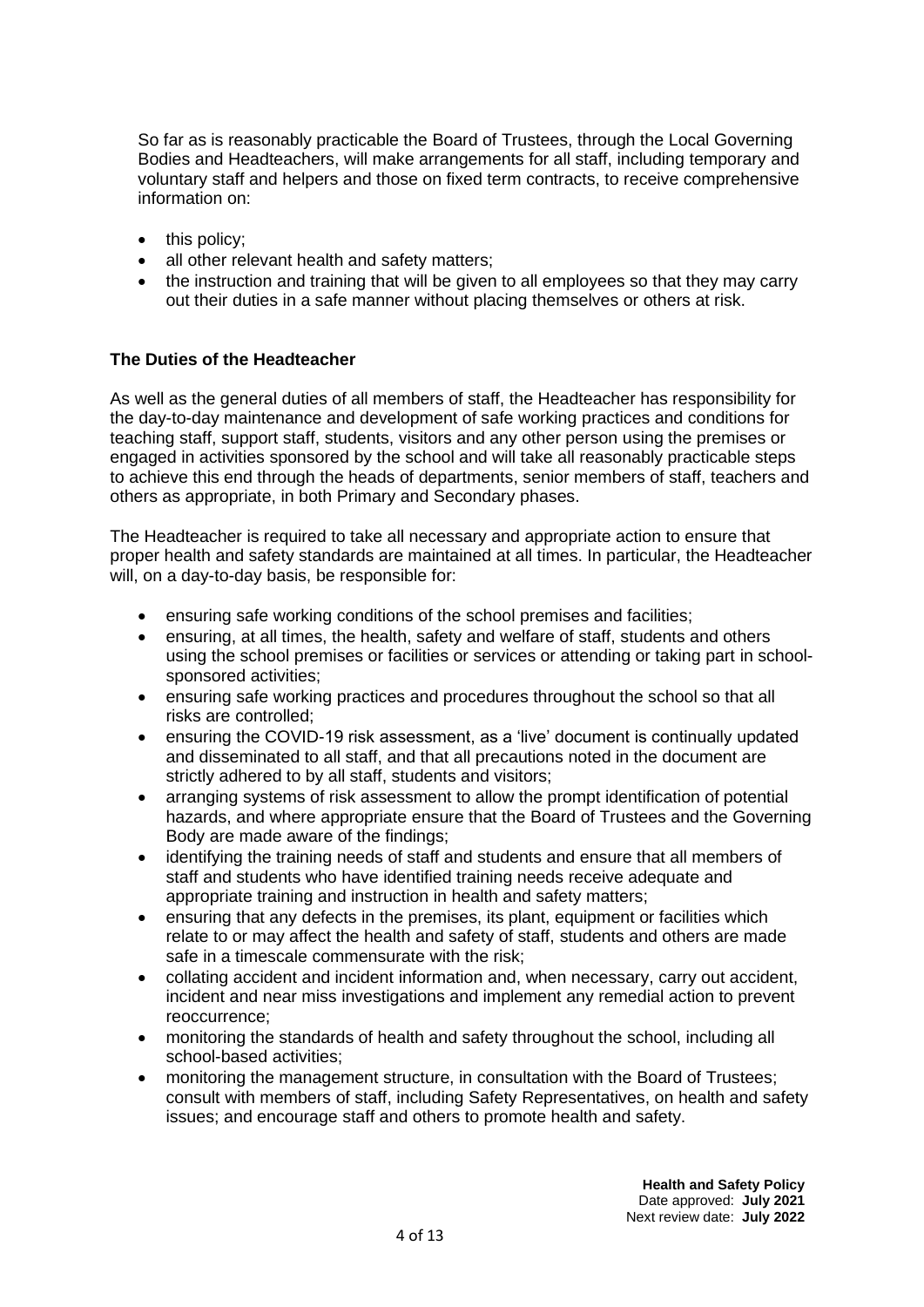So far as is reasonably practicable the Board of Trustees, through the Local Governing Bodies and Headteachers, will make arrangements for all staff, including temporary and voluntary staff and helpers and those on fixed term contracts, to receive comprehensive information on:

- this policy;
- all other relevant health and safety matters;
- the instruction and training that will be given to all employees so that they may carry out their duties in a safe manner without placing themselves or others at risk.

**The Duties of the Headteacher**

As well as the general duties of all members of staff, the Headteacher has responsibility for the day-to-day maintenance and development of safe working practices and conditions for teaching staff, support staff, students, visitors and any other person using the premises or engaged in activities sponsored by the school and will take all reasonably practicable steps to achieve this end through the heads of departments, senior members of staff, teachers and others as appropriate, in both Primary and Secondary phases.

The Headteacher is required to take all necessary and appropriate action to ensure that proper health and safety standards are maintained at all times. In particular, the Headteacher will, on a day-to-day basis, be responsible for:

- ensuring safe working conditions of the school premises and facilities;
- ensuring, at all times, the health, safety and welfare of staff, students and others using the school premises or facilities or services or attending or taking part in school-sponsored activities;
- ensuring safe working practices and procedures throughout the school so that all risks are controlled;
- ensuring the COVID-19 risk assessment, as a 'live' document is continually updated and disseminated to all staff, and that all precautions noted in the document are strictly adhered to by all staff, students and visitors;
- arranging systems of risk assessment to allow the prompt identification of potential hazards, and where appropriate ensure that the Board of Trustees and the Governing Body are made aware of the findings;
- identifying the training needs of staff and students and ensure that all members of staff and students who have identified training needs receive adequate and appropriate training and instruction in health and safety matters;
- ensuring that any defects in the premises, its plant, equipment or facilities which relate to or may affect the health and safety of staff, students and others are made safe in a timescale commensurate with the risk;
- collating accident and incident information and, when necessary, carry out accident, incident and near miss investigations and implement any remedial action to prevent reoccurrence;
- monitoring the standards of health and safety throughout the school, including all school-based activities;
- monitoring the management structure, in consultation with the Board of Trustees; consult with members of staff, including Safety Representatives, on health and safety issues; and encourage staff and others to promote health and safety.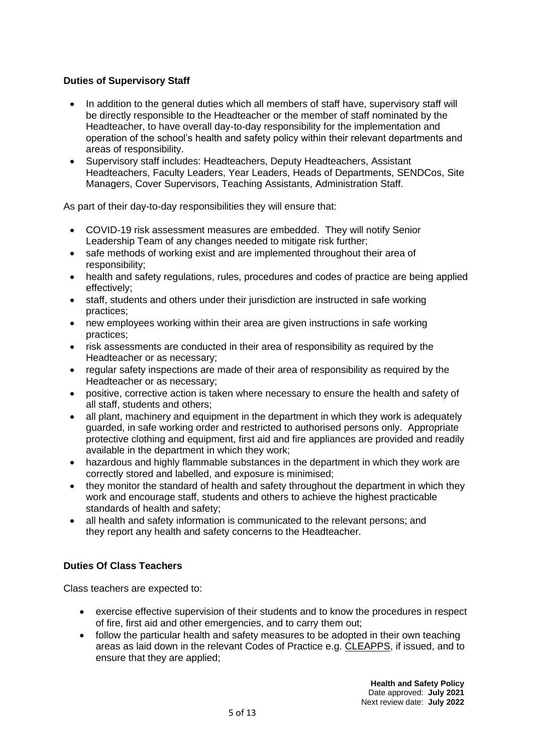### Duties of Supervisory Staff

- In addition to the general duties which all members of staff have, supervisory staff will be directly responsible to the Headteacher or the member of staff nominated by the Headteacher, to have overall day-to-day responsibility for the implementation and operation of the school's health and safety policy within their relevant departments and areas of responsibility.
- Supervisory staff includes: Headteachers, Deputy Headteachers, Assistant Headteachers, Faculty Leaders, Year Leaders, Heads of Departments, SENDCos, Site Managers, Cover Supervisors, Teaching Assistants, Administration Staff.

As part of their day-to-day responsibilities they will ensure that:

- COVID-19 risk assessment measures are embedded. They will notify Senior Leadership Team of any changes needed to mitigate risk further;
- safe methods of working exist and are implemented throughout their area of responsibility;
- health and safety regulations, rules, procedures and codes of practice are being applied effectively;
- staff, students and others under their jurisdiction are instructed in safe working practices;
- new employees working within their area are given instructions in safe working practices;
- risk assessments are conducted in their area of responsibility as required by the Headteacher or as necessary;
- regular safety inspections are made of their area of responsibility as required by the Headteacher or as necessary;
- positive, corrective action is taken where necessary to ensure the health and safety of all staff, students and others;
- all plant, machinery and equipment in the department in which they work is adequately guarded, in safe working order and restricted to authorised persons only. Appropriate protective clothing and equipment, first aid and fire appliances are provided and readily available in the department in which they work;
- hazardous and highly flammable substances in the department in which they work are correctly stored and labelled, and exposure is minimised;
- they monitor the standard of health and safety throughout the department in which they work and encourage staff, students and others to achieve the highest practicable standards of health and safety;
- all health and safety information is communicated to the relevant persons; and they report any health and safety concerns to the Headteacher.

### Duties Of Class Teachers

Class teachers are expected to:

- exercise effective supervision of their students and to know the procedures in respect of fire, first aid and other emergencies, and to carry them out;
- follow the particular health and safety measures to be adopted in their own teaching areas as laid down in the relevant Codes of Practice e.g. CLEAPPS, if issued, and to ensure that they are applied;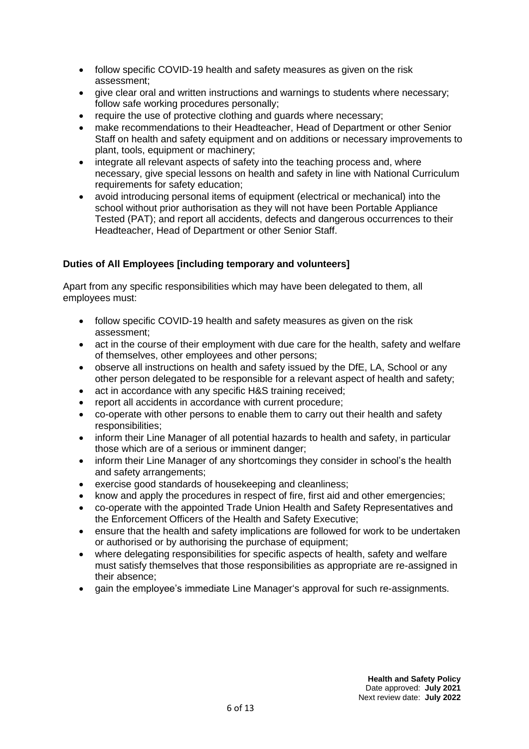- follow specific COVID-19 health and safety measures as given on the risk assessment;
- give clear oral and written instructions and warnings to students where necessary; follow safe working procedures personally;
- require the use of protective clothing and guards where necessary;
- make recommendations to their Headteacher, Head of Department or other Senior Staff on health and safety equipment and on additions or necessary improvements to plant, tools, equipment or machinery;
- integrate all relevant aspects of safety into the teaching process and, where necessary, give special lessons on health and safety in line with National Curriculum requirements for safety education;
- avoid introducing personal items of equipment (electrical or mechanical) into the school without prior authorisation as they will not have been Portable Appliance Tested (PAT); and report all accidents, defects and dangerous occurrences to their Headteacher, Head of Department or other Senior Staff.

**Duties of All Employees [including temporary and volunteers]**

Apart from any specific responsibilities which may have been delegated to them, all employees must:

- follow specific COVID-19 health and safety measures as given on the risk assessment;
- act in the course of their employment with due care for the health, safety and welfare of themselves, other employees and other persons;
- observe all instructions on health and safety issued by the DfE, LA, School or any other person delegated to be responsible for a relevant aspect of health and safety;
- act in accordance with any specific H&S training received;
- report all accidents in accordance with current procedure;
- co-operate with other persons to enable them to carry out their health and safety responsibilities;
- inform their Line Manager of all potential hazards to health and safety, in particular those which are of a serious or imminent danger;
- inform their Line Manager of any shortcomings they consider in school's the health and safety arrangements;
- exercise good standards of housekeeping and cleanliness;
- know and apply the procedures in respect of fire, first aid and other emergencies;
- co-operate with the appointed Trade Union Health and Safety Representatives and the Enforcement Officers of the Health and Safety Executive;
- ensure that the health and safety implications are followed for work to be undertaken or authorised or by authorising the purchase of equipment;
- where delegating responsibilities for specific aspects of health, safety and welfare must satisfy themselves that those responsibilities as appropriate are re-assigned in their absence;
- gain the employee's immediate Line Manager's approval for such re-assignments.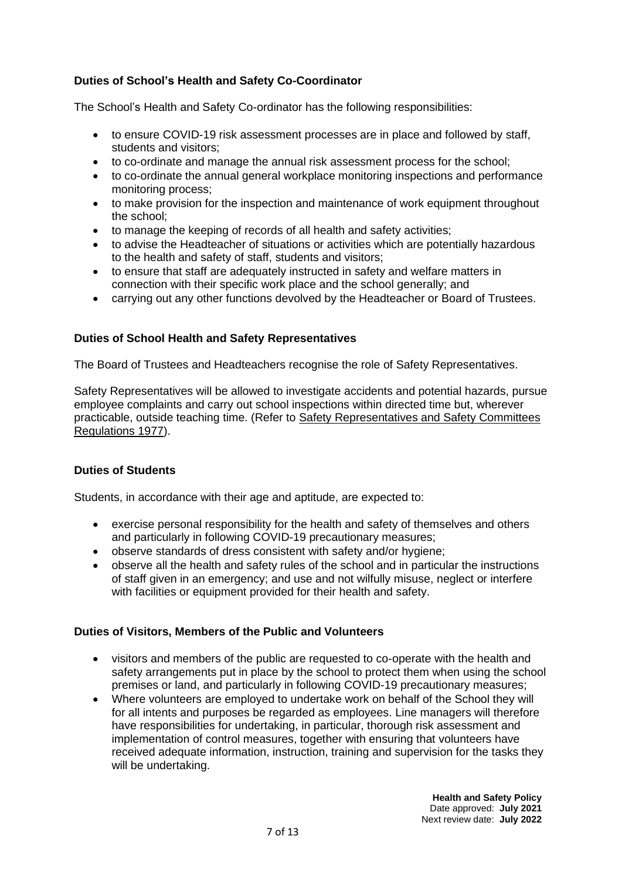### Duties of School's Health and Safety Co-Coordinator

The School's Health and Safety Co-ordinator has the following responsibilities:

- to ensure COVID-19 risk assessment processes are in place and followed by staff, students and visitors;
- to co-ordinate and manage the annual risk assessment process for the school;
- to co-ordinate the annual general workplace monitoring inspections and performance monitoring process;
- to make provision for the inspection and maintenance of work equipment throughout the school;
- to manage the keeping of records of all health and safety activities;
- to advise the Headteacher of situations or activities which are potentially hazardous to the health and safety of staff, students and visitors;
- to ensure that staff are adequately instructed in safety and welfare matters in connection with their specific work place and the school generally; and
- carrying out any other functions devolved by the Headteacher or Board of Trustees.

### Duties of School Health and Safety Representatives

The Board of Trustees and Headteachers recognise the role of Safety Representatives.

Safety Representatives will be allowed to investigate accidents and potential hazards, pursue employee complaints and carry out school inspections within directed time but, wherever practicable, outside teaching time. (Refer to Safety Representatives and Safety Committees Regulations 1977).

### Duties of Students

Students, in accordance with their age and aptitude, are expected to:

- exercise personal responsibility for the health and safety of themselves and others and particularly in following COVID-19 precautionary measures;
- observe standards of dress consistent with safety and/or hygiene;
- observe all the health and safety rules of the school and in particular the instructions of staff given in an emergency; and use and not wilfully misuse, neglect or interfere with facilities or equipment provided for their health and safety.

### Duties of Visitors, Members of the Public and Volunteers

- visitors and members of the public are requested to co-operate with the health and safety arrangements put in place by the school to protect them when using the school premises or land, and particularly in following COVID-19 precautionary measures;
- Where volunteers are employed to undertake work on behalf of the School they will for all intents and purposes be regarded as employees. Line managers will therefore have responsibilities for undertaking, in particular, thorough risk assessment and implementation of control measures, together with ensuring that volunteers have received adequate information, instruction, training and supervision for the tasks they will be undertaking.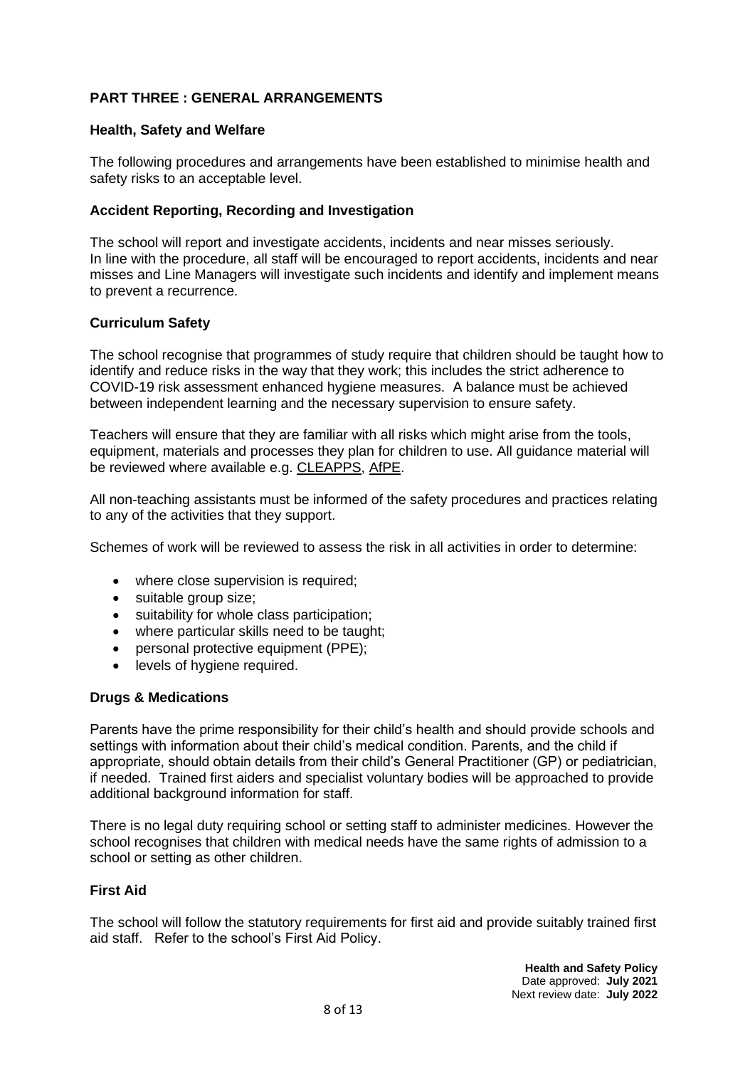## PART THREE : GENERAL ARRANGEMENTS

### Health, Safety and Welfare

The following procedures and arrangements have been established to minimise health and safety risks to an acceptable level.

### Accident Reporting, Recording and Investigation

The school will report and investigate accidents, incidents and near misses seriously. In line with the procedure, all staff will be encouraged to report accidents, incidents and near misses and Line Managers will investigate such incidents and identify and implement means to prevent a recurrence.

### Curriculum Safety

The school recognise that programmes of study require that children should be taught how to identify and reduce risks in the way that they work; this includes the strict adherence to COVID-19 risk assessment enhanced hygiene measures. A balance must be achieved between independent learning and the necessary supervision to ensure safety.

Teachers will ensure that they are familiar with all risks which might arise from the tools, equipment, materials and processes they plan for children to use. All guidance material will be reviewed where available e.g. CLEAPPS, AfPE.

All non-teaching assistants must be informed of the safety procedures and practices relating to any of the activities that they support.

Schemes of work will be reviewed to assess the risk in all activities in order to determine:

- where close supervision is required;
- suitable group size;
- suitability for whole class participation;
- where particular skills need to be taught;
- personal protective equipment (PPE);
- levels of hygiene required.

### Drugs & Medications

Parents have the prime responsibility for their child's health and should provide schools and settings with information about their child's medical condition. Parents, and the child if appropriate, should obtain details from their child's General Practitioner (GP) or pediatrician, if needed. Trained first aiders and specialist voluntary bodies will be approached to provide additional background information for staff.

There is no legal duty requiring school or setting staff to administer medicines. However the school recognises that children with medical needs have the same rights of admission to a school or setting as other children.

### First Aid

The school will follow the statutory requirements for first aid and provide suitably trained first aid staff. Refer to the school's First Aid Policy.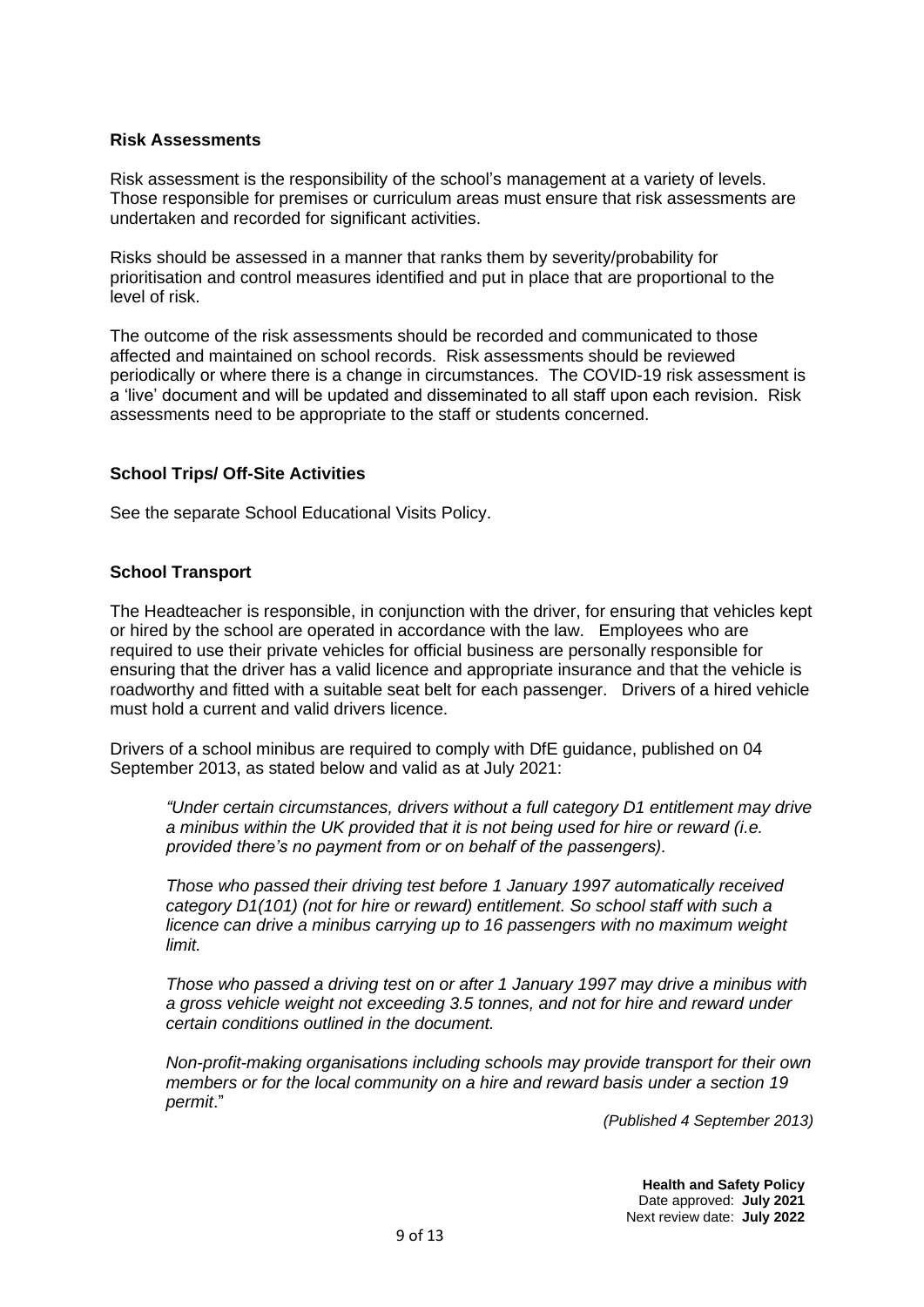**Risk Assessments**

Risk assessment is the responsibility of the school's management at a variety of levels. Those responsible for premises or curriculum areas must ensure that risk assessments are undertaken and recorded for significant activities.

Risks should be assessed in a manner that ranks them by severity/probability for prioritisation and control measures identified and put in place that are proportional to the level of risk.

The outcome of the risk assessments should be recorded and communicated to those affected and maintained on school records. Risk assessments should be reviewed periodically or where there is a change in circumstances. The COVID-19 risk assessment is a 'live' document and will be updated and disseminated to all staff upon each revision. Risk assessments need to be appropriate to the staff or students concerned.

**School Trips/ Off-Site Activities**

See the separate School Educational Visits Policy.

**School Transport**

The Headteacher is responsible, in conjunction with the driver, for ensuring that vehicles kept or hired by the school are operated in accordance with the law. Employees who are required to use their private vehicles for official business are personally responsible for ensuring that the driver has a valid licence and appropriate insurance and that the vehicle is roadworthy and fitted with a suitable seat belt for each passenger. Drivers of a hired vehicle must hold a current and valid drivers licence.

Drivers of a school minibus are required to comply with DfE guidance, published on 04 September 2013, as stated below and valid as at July 2021:

> *"Under certain circumstances, drivers without a full category D1 entitlement may drive a minibus within the UK provided that it is not being used for hire or reward (i.e. provided there's no payment from or on behalf of the passengers).*
>
> *Those who passed their driving test before 1 January 1997 automatically received category D1(101) (not for hire or reward) entitlement. So school staff with such a licence can drive a minibus carrying up to 16 passengers with no maximum weight limit.*
>
> *Those who passed a driving test on or after 1 January 1997 may drive a minibus with a gross vehicle weight not exceeding 3.5 tonnes, and not for hire and reward under certain conditions outlined in the document.*
>
> *Non-profit-making organisations including schools may provide transport for their own members or for the local community on a hire and reward basis under a section 19 permit*."
>
> *(Published 4 September 2013)*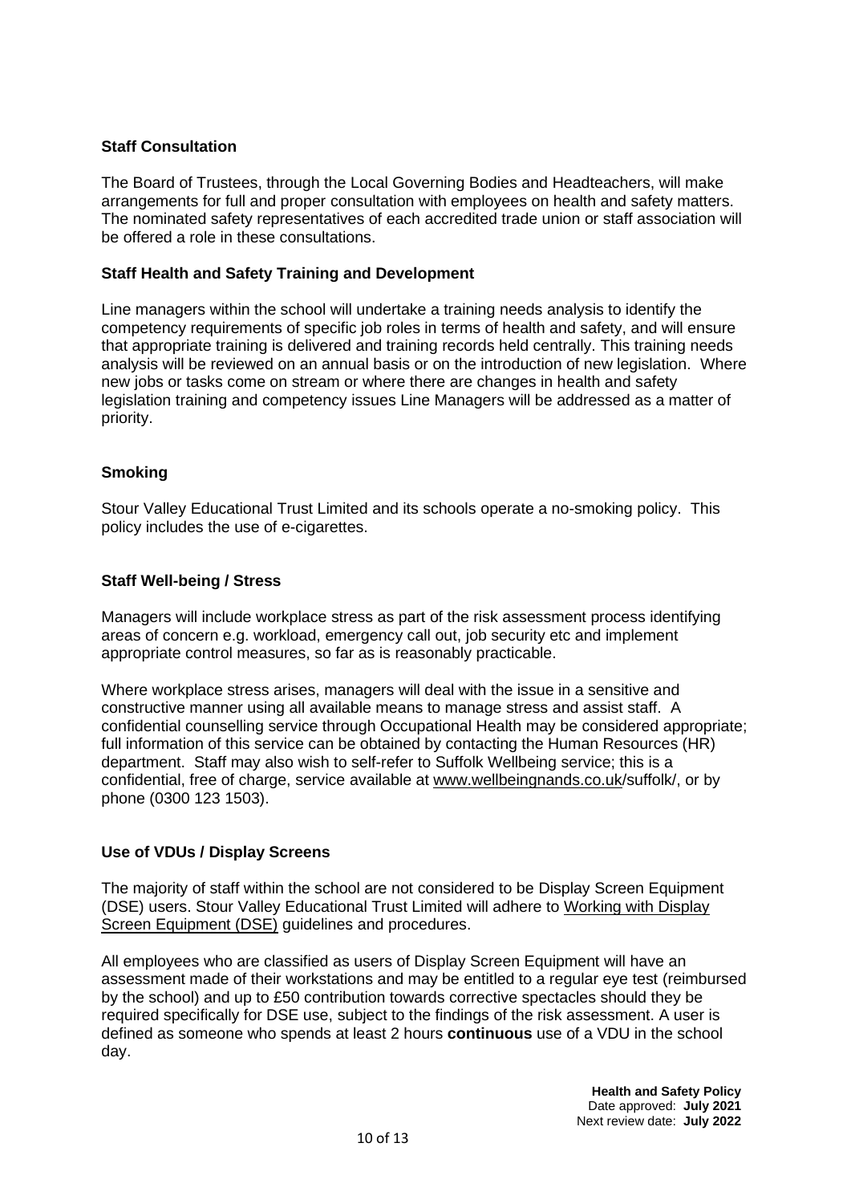## Staff Consultation

The Board of Trustees, through the Local Governing Bodies and Headteachers, will make arrangements for full and proper consultation with employees on health and safety matters. The nominated safety representatives of each accredited trade union or staff association will be offered a role in these consultations.

## Staff Health and Safety Training and Development

Line managers within the school will undertake a training needs analysis to identify the competency requirements of specific job roles in terms of health and safety, and will ensure that appropriate training is delivered and training records held centrally. This training needs analysis will be reviewed on an annual basis or on the introduction of new legislation. Where new jobs or tasks come on stream or where there are changes in health and safety legislation training and competency issues Line Managers will be addressed as a matter of priority.

## Smoking

Stour Valley Educational Trust Limited and its schools operate a no-smoking policy. This policy includes the use of e-cigarettes.

## Staff Well-being / Stress

Managers will include workplace stress as part of the risk assessment process identifying areas of concern e.g. workload, emergency call out, job security etc and implement appropriate control measures, so far as is reasonably practicable.

Where workplace stress arises, managers will deal with the issue in a sensitive and constructive manner using all available means to manage stress and assist staff. A confidential counselling service through Occupational Health may be considered appropriate; full information of this service can be obtained by contacting the Human Resources (HR) department. Staff may also wish to self-refer to Suffolk Wellbeing service; this is a confidential, free of charge, service available at www.wellbeingnands.co.uk/suffolk/, or by phone (0300 123 1503).

## Use of VDUs / Display Screens

The majority of staff within the school are not considered to be Display Screen Equipment (DSE) users. Stour Valley Educational Trust Limited will adhere to Working with Display Screen Equipment (DSE) guidelines and procedures.

All employees who are classified as users of Display Screen Equipment will have an assessment made of their workstations and may be entitled to a regular eye test (reimbursed by the school) and up to £50 contribution towards corrective spectacles should they be required specifically for DSE use, subject to the findings of the risk assessment. A user is defined as someone who spends at least 2 hours **continuous** use of a VDU in the school day.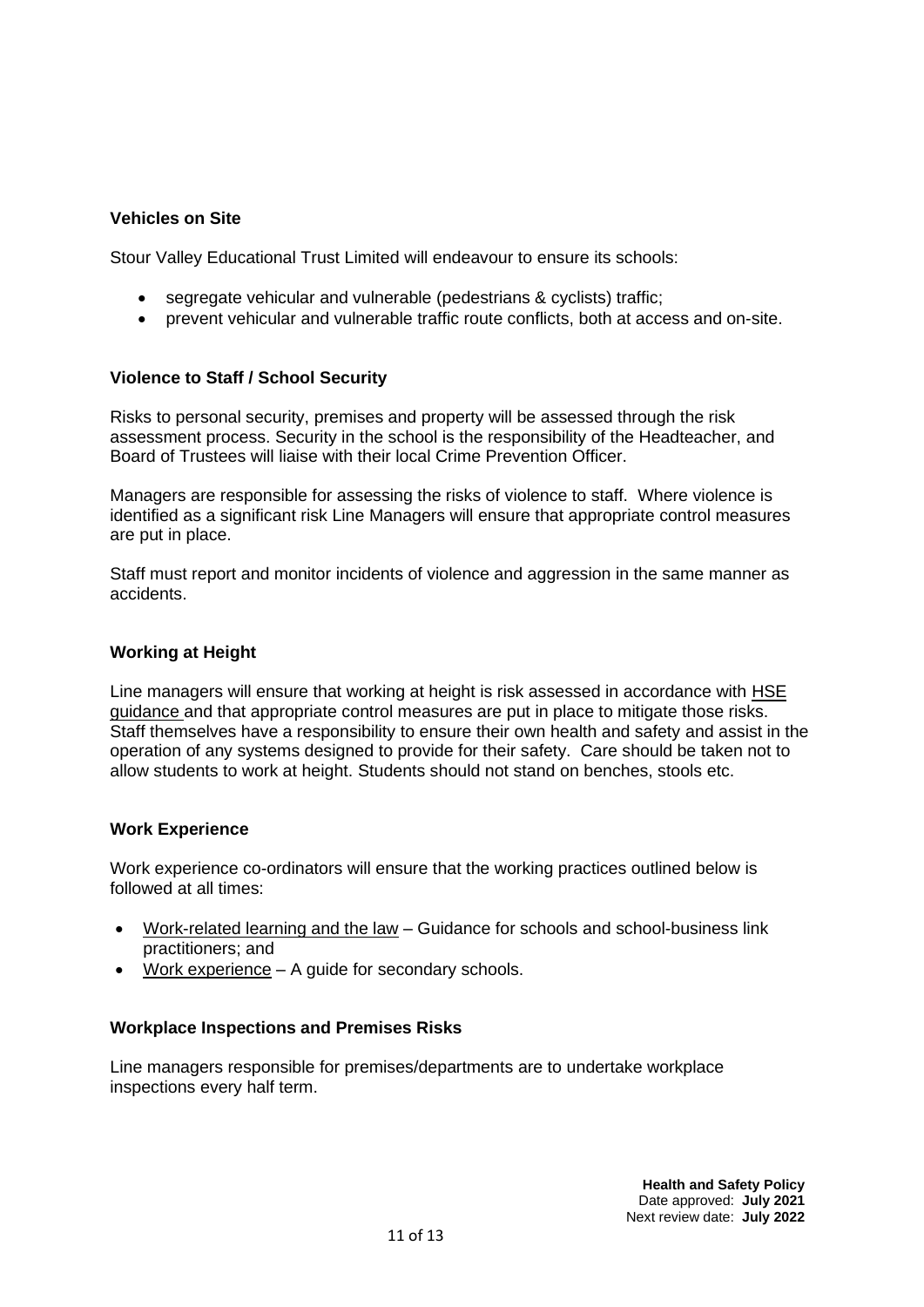**Vehicles on Site**

Stour Valley Educational Trust Limited will endeavour to ensure its schools:

- segregate vehicular and vulnerable (pedestrians & cyclists) traffic;
- prevent vehicular and vulnerable traffic route conflicts, both at access and on-site.

**Violence to Staff / School Security**

Risks to personal security, premises and property will be assessed through the risk assessment process. Security in the school is the responsibility of the Headteacher, and Board of Trustees will liaise with their local Crime Prevention Officer.

Managers are responsible for assessing the risks of violence to staff. Where violence is identified as a significant risk Line Managers will ensure that appropriate control measures are put in place.

Staff must report and monitor incidents of violence and aggression in the same manner as accidents.

**Working at Height**

Line managers will ensure that working at height is risk assessed in accordance with HSE guidance and that appropriate control measures are put in place to mitigate those risks. Staff themselves have a responsibility to ensure their own health and safety and assist in the operation of any systems designed to provide for their safety. Care should be taken not to allow students to work at height. Students should not stand on benches, stools etc.

**Work Experience**

Work experience co-ordinators will ensure that the working practices outlined below is followed at all times:

- Work-related learning and the law – Guidance for schools and school-business link practitioners; and
- Work experience – A guide for secondary schools.

**Workplace Inspections and Premises Risks**

Line managers responsible for premises/departments are to undertake workplace inspections every half term.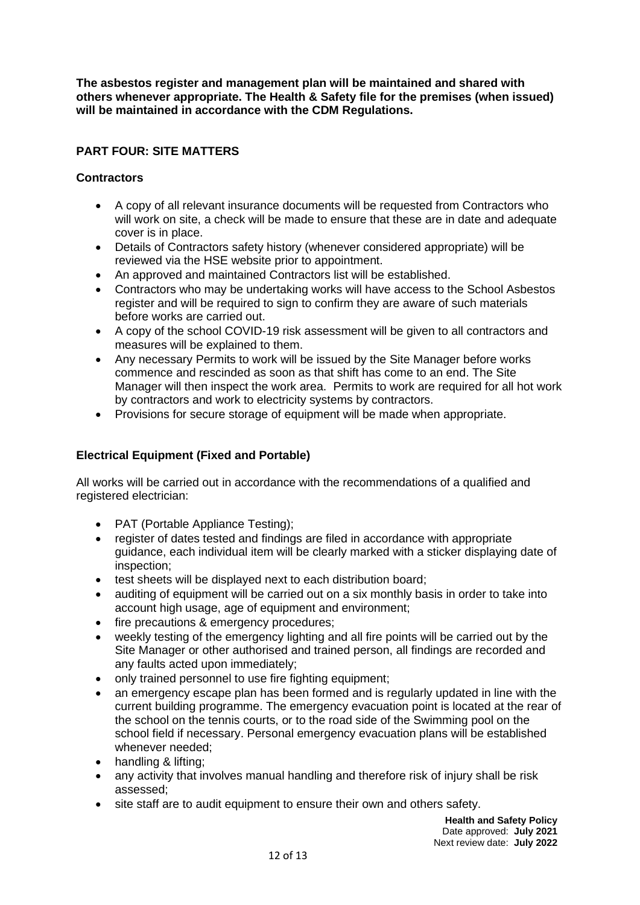**The asbestos register and management plan will be maintained and shared with others whenever appropriate. The Health & Safety file for the premises (when issued) will be maintained in accordance with the CDM Regulations.**

## PART FOUR: SITE MATTERS

### Contractors

- A copy of all relevant insurance documents will be requested from Contractors who will work on site, a check will be made to ensure that these are in date and adequate cover is in place.
- Details of Contractors safety history (whenever considered appropriate) will be reviewed via the HSE website prior to appointment.
- An approved and maintained Contractors list will be established.
- Contractors who may be undertaking works will have access to the School Asbestos register and will be required to sign to confirm they are aware of such materials before works are carried out.
- A copy of the school COVID-19 risk assessment will be given to all contractors and measures will be explained to them.
- Any necessary Permits to work will be issued by the Site Manager before works commence and rescinded as soon as that shift has come to an end. The Site Manager will then inspect the work area. Permits to work are required for all hot work by contractors and work to electricity systems by contractors.
- Provisions for secure storage of equipment will be made when appropriate.

### Electrical Equipment (Fixed and Portable)

All works will be carried out in accordance with the recommendations of a qualified and registered electrician:

- PAT (Portable Appliance Testing);
- register of dates tested and findings are filed in accordance with appropriate guidance, each individual item will be clearly marked with a sticker displaying date of inspection;
- test sheets will be displayed next to each distribution board;
- auditing of equipment will be carried out on a six monthly basis in order to take into account high usage, age of equipment and environment;
- fire precautions & emergency procedures;
- weekly testing of the emergency lighting and all fire points will be carried out by the Site Manager or other authorised and trained person, all findings are recorded and any faults acted upon immediately;
- only trained personnel to use fire fighting equipment;
- an emergency escape plan has been formed and is regularly updated in line with the current building programme. The emergency evacuation point is located at the rear of the school on the tennis courts, or to the road side of the Swimming pool on the school field if necessary. Personal emergency evacuation plans will be established whenever needed;
- handling & lifting;
- any activity that involves manual handling and therefore risk of injury shall be risk assessed;
- site staff are to audit equipment to ensure their own and others safety.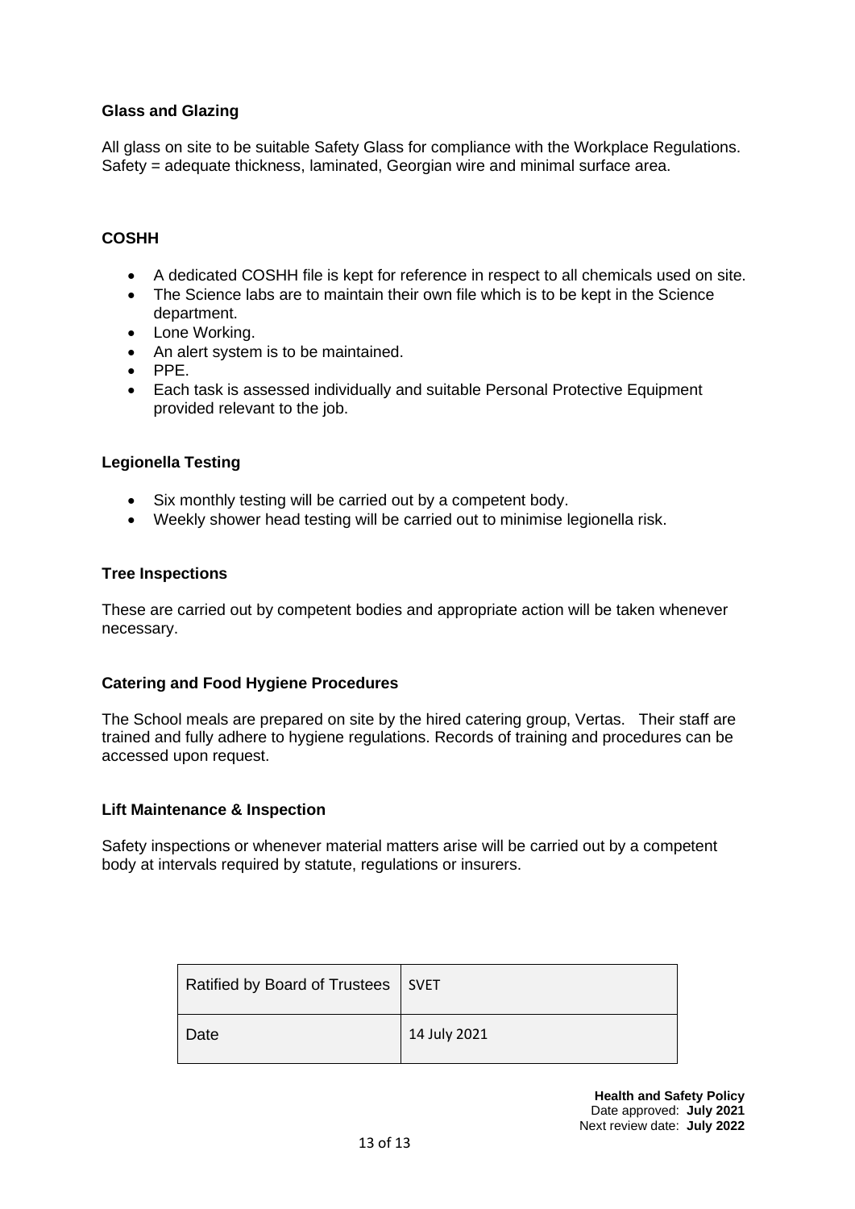**Glass and Glazing**

All glass on site to be suitable Safety Glass for compliance with the Workplace Regulations. Safety = adequate thickness, laminated, Georgian wire and minimal surface area.

**COSHH**

- A dedicated COSHH file is kept for reference in respect to all chemicals used on site.
- The Science labs are to maintain their own file which is to be kept in the Science department.
- Lone Working.
- An alert system is to be maintained.
- PPE.
- Each task is assessed individually and suitable Personal Protective Equipment provided relevant to the job.

**Legionella Testing**

- Six monthly testing will be carried out by a competent body.
- Weekly shower head testing will be carried out to minimise legionella risk.

**Tree Inspections**

These are carried out by competent bodies and appropriate action will be taken whenever necessary.

**Catering and Food Hygiene Procedures**

The School meals are prepared on site by the hired catering group, Vertas. Their staff are trained and fully adhere to hygiene regulations. Records of training and procedures can be accessed upon request.

**Lift Maintenance & Inspection**

Safety inspections or whenever material matters arise will be carried out by a competent body at intervals required by statute, regulations or insurers.

| | |
|---|---|
| Ratified by Board of Trustees | SVET |
| Date | 14 July 2021 |